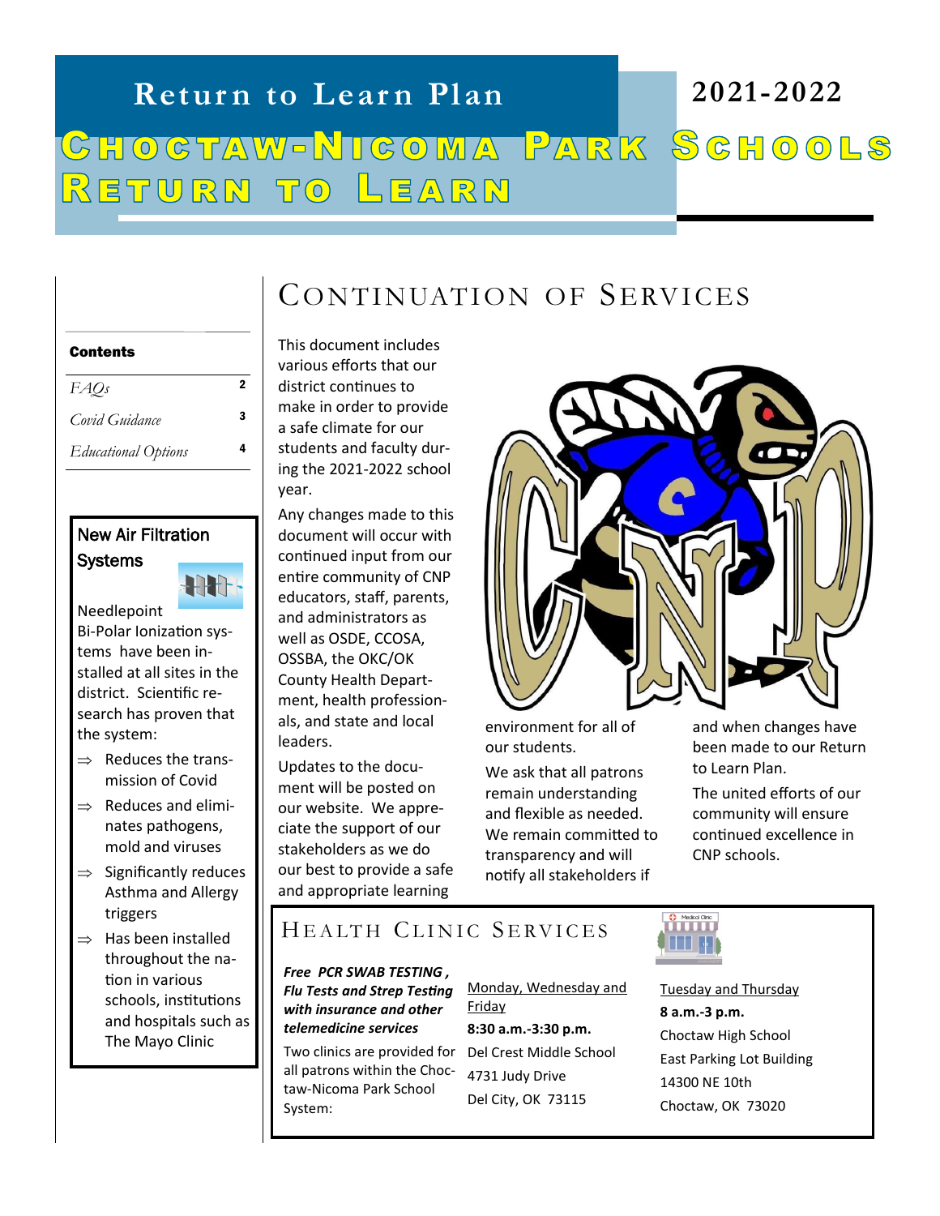# Return to Learn Plan

**2021-2022**

# Choctaw-Nicoma Park Schools Return to Learn

**Contents**

| | |
|---|---|
| *FAQs* | 2 |
| *Covid Guidance* | 3 |
| *Educational Options* | 4 |

### New Air Filtration Systems

Needlepoint Bi-Polar Ionization systems have been installed at all sites in the district. Scientific research has proven that the system:

- Reduces the transmission of Covid
- Reduces and eliminates pathogens, mold and viruses
- Significantly reduces Asthma and Allergy triggers
- Has been installed throughout the nation in various schools, institutions and hospitals such as The Mayo Clinic

## Continuation of Services

This document includes various efforts that our district continues to make in order to provide a safe climate for our students and faculty during the 2021-2022 school year.

Any changes made to this document will occur with continued input from our entire community of CNP educators, staff, parents, and administrators as well as OSDE, CCOSA, OSSBA, the OKC/OK County Health Department, health professionals, and state and local leaders.

Updates to the document will be posted on our website. We appreciate the support of our stakeholders as we do our best to provide a safe and appropriate learning environment for all of our students.

We ask that all patrons remain understanding and flexible as needed. We remain committed to transparency and will notify all stakeholders if and when changes have been made to our Return to Learn Plan.

The united efforts of our community will ensure continued excellence in CNP schools.

## Health Clinic Services

***Free PCR SWAB TESTING, Flu Tests and Strep Testing with insurance and other telemedicine services***

Two clinics are provided for all patrons within the Choctaw-Nicoma Park School System:

Monday, Wednesday and Friday
**8:30 a.m.-3:30 p.m.**
Del Crest Middle School
4731 Judy Drive
Del City, OK 73115

Tuesday and Thursday
**8 a.m.-3 p.m.**
Choctaw High School
East Parking Lot Building
14300 NE 10th
Choctaw, OK 73020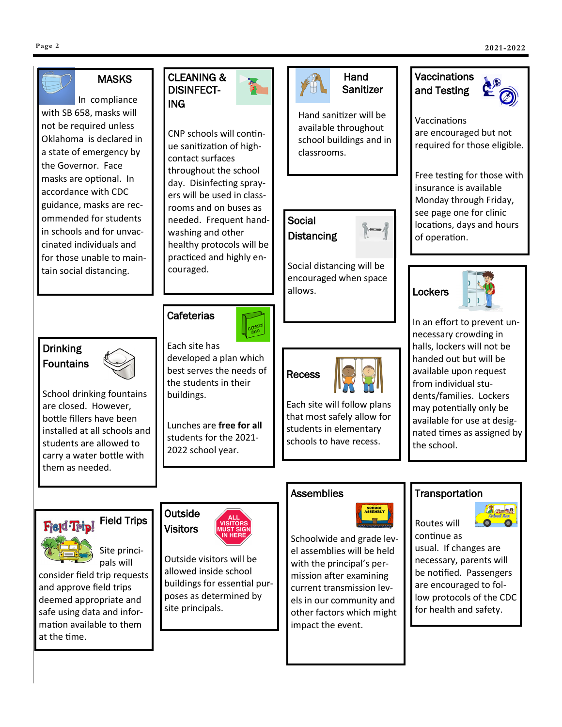## MASKS

In compliance with SB 658, masks will not be required unless Oklahoma is declared in a state of emergency by the Governor. Face masks are optional. In accordance with CDC guidance, masks are recommended for students in schools and for unvaccinated individuals and for those unable to maintain social distancing.

## CLEANING & DISINFECTING

CNP schools will continue sanitization of high-contact surfaces throughout the school day. Disinfecting sprayers will be used in classrooms and on buses as needed. Frequent hand-washing and other healthy protocols will be practiced and highly encouraged.

## Hand Sanitizer

Hand sanitizer will be available throughout school buildings and in classrooms.

## Vaccinations and Testing

Vaccinations are encouraged but not required for those eligible.

Free testing for those with insurance is available Monday through Friday, see page one for clinic locations, days and hours of operation.

## Social Distancing

Social distancing will be encouraged when space allows.

## Lockers

In an effort to prevent unnecessary crowding in halls, lockers will not be handed out but will be available upon request from individual students/families. Lockers may potentially only be available for use at designated times as assigned by the school.

## Cafeterias

Each site has developed a plan which best serves the needs of the students in their buildings.

Lunches are **free for all** students for the 2021-2022 school year.

## Drinking Fountains

School drinking fountains are closed. However, bottle fillers have been installed at all schools and students are allowed to carry a water bottle with them as needed.

## Recess

Each site will follow plans that most safely allow for students in elementary schools to have recess.

## Field Trips

Site principals will consider field trip requests and approve field trips deemed appropriate and safe using data and information available to them at the time.

## Outside Visitors

Outside visitors will be allowed inside school buildings for essential purposes as determined by site principals.

## Assemblies

Schoolwide and grade level assemblies will be held with the principal's permission after examining current transmission levels in our community and other factors which might impact the event.

## Transportation

Routes will continue as usual. If changes are necessary, parents will be notified. Passengers are encouraged to follow protocols of the CDC for health and safety.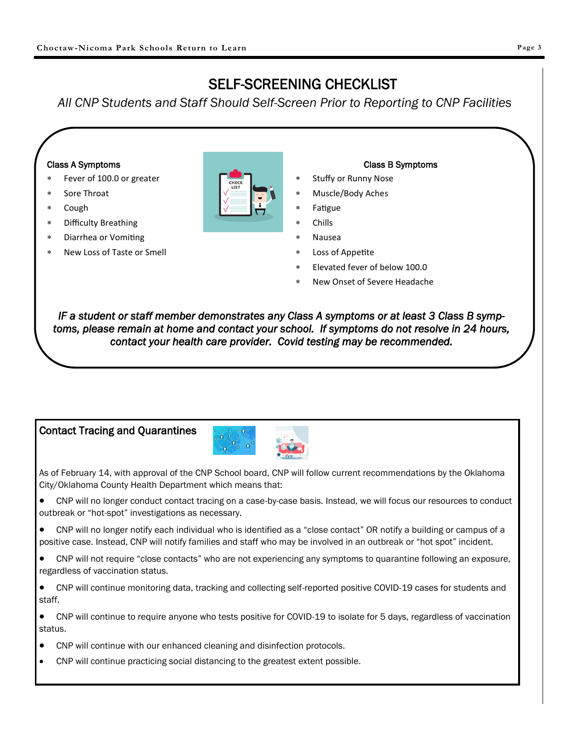# SELF-SCREENING CHECKLIST

*All CNP Students and Staff Should Self-Screen Prior to Reporting to CNP Facilities*

### Class A Symptoms

- Fever of 100.0 or greater
- Sore Throat
- Cough
- Difficulty Breathing
- Diarrhea or Vomiting
- New Loss of Taste or Smell

### Class B Symptoms

- Stuffy or Runny Nose
- Muscle/Body Aches
- Fatigue
- Chills
- Nausea
- Loss of Appetite
- Elevated fever of below 100.0
- New Onset of Severe Headache

***IF a student or staff member demonstrates any Class A symptoms or at least 3 Class B symptoms, please remain at home and contact your school. If symptoms do not resolve in 24 hours, contact your health care provider. Covid testing may be recommended.***

## Contact Tracing and Quarantines

As of February 14, with approval of the CNP School board, CNP will follow current recommendations by the Oklahoma City/Oklahoma County Health Department which means that:

- CNP will no longer conduct contact tracing on a case-by-case basis. Instead, we will focus our resources to conduct outbreak or "hot-spot" investigations as necessary.
- CNP will no longer notify each individual who is identified as a "close contact" OR notify a building or campus of a positive case. Instead, CNP will notify families and staff who may be involved in an outbreak or "hot spot" incident.
- CNP will not require "close contacts" who are not experiencing any symptoms to quarantine following an exposure, regardless of vaccination status.
- CNP will continue monitoring data, tracking and collecting self-reported positive COVID-19 cases for students and staff.
- CNP will continue to require anyone who tests positive for COVID-19 to isolate for 5 days, regardless of vaccination status.
- CNP will continue with our enhanced cleaning and disinfection protocols.
- CNP will continue practicing social distancing to the greatest extent possible.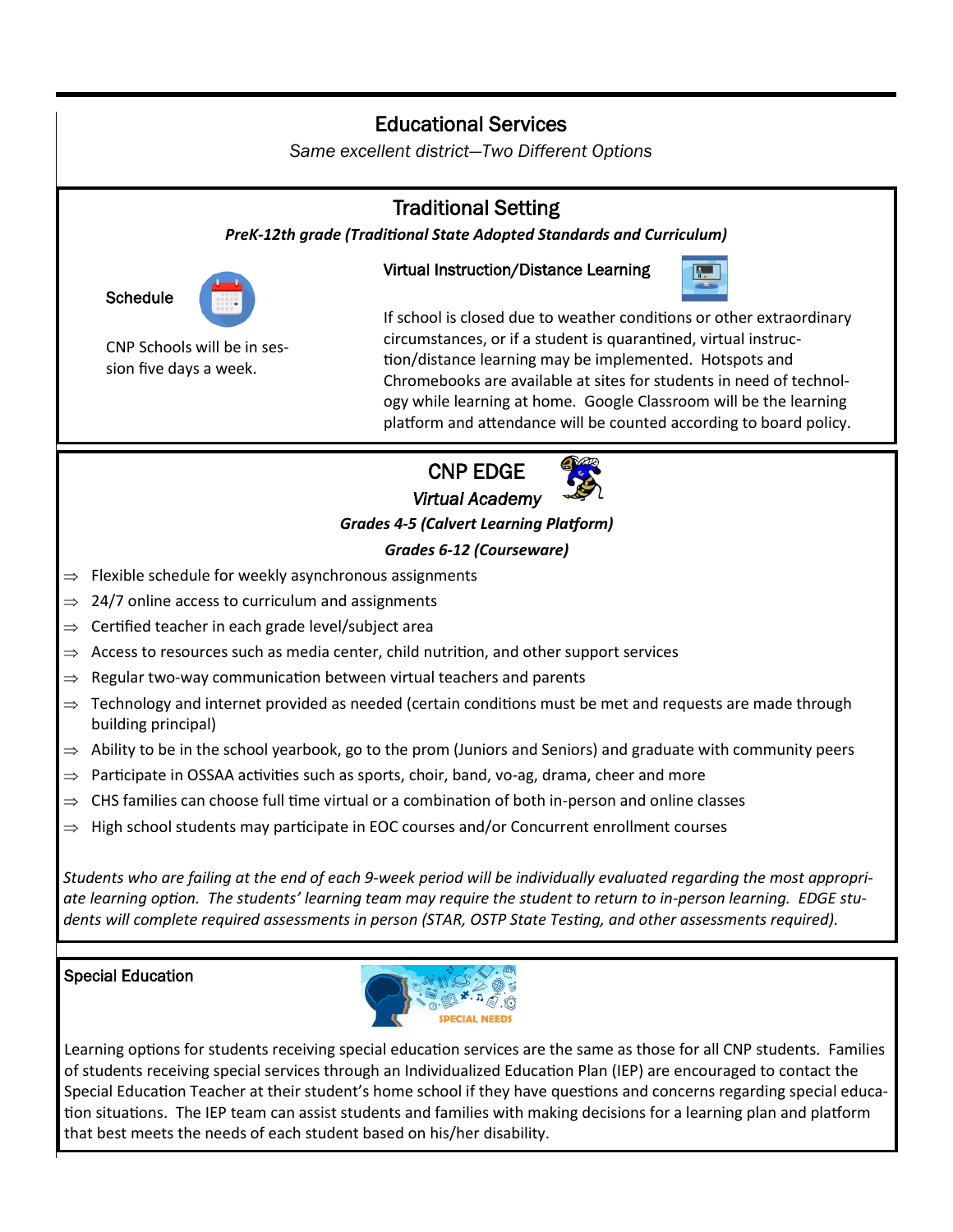# Educational Services

*Same excellent district—Two Different Options*

## Traditional Setting

***PreK-12th grade (Traditional State Adopted Standards and Curriculum)***

### Schedule

CNP Schools will be in session five days a week.

### Virtual Instruction/Distance Learning

If school is closed due to weather conditions or other extraordinary circumstances, or if a student is quarantined, virtual instruction/distance learning may be implemented. Hotspots and Chromebooks are available at sites for students in need of technology while learning at home. Google Classroom will be the learning platform and attendance will be counted according to board policy.

## CNP EDGE

*Virtual Academy*

***Grades 4-5 (Calvert Learning Platform)***

***Grades 6-12 (Courseware)***

- ⇒ Flexible schedule for weekly asynchronous assignments
- ⇒ 24/7 online access to curriculum and assignments
- ⇒ Certified teacher in each grade level/subject area
- ⇒ Access to resources such as media center, child nutrition, and other support services
- ⇒ Regular two-way communication between virtual teachers and parents
- ⇒ Technology and internet provided as needed (certain conditions must be met and requests are made through building principal)
- ⇒ Ability to be in the school yearbook, go to the prom (Juniors and Seniors) and graduate with community peers
- ⇒ Participate in OSSAA activities such as sports, choir, band, vo-ag, drama, cheer and more
- ⇒ CHS families can choose full time virtual or a combination of both in-person and online classes
- ⇒ High school students may participate in EOC courses and/or Concurrent enrollment courses

*Students who are failing at the end of each 9-week period will be individually evaluated regarding the most appropriate learning option. The students' learning team may require the student to return to in-person learning. EDGE students will complete required assessments in person (STAR, OSTP State Testing, and other assessments required).*

### Special Education

Learning options for students receiving special education services are the same as those for all CNP students. Families of students receiving special services through an Individualized Education Plan (IEP) are encouraged to contact the Special Education Teacher at their student's home school if they have questions and concerns regarding special education situations. The IEP team can assist students and families with making decisions for a learning plan and platform that best meets the needs of each student based on his/her disability.